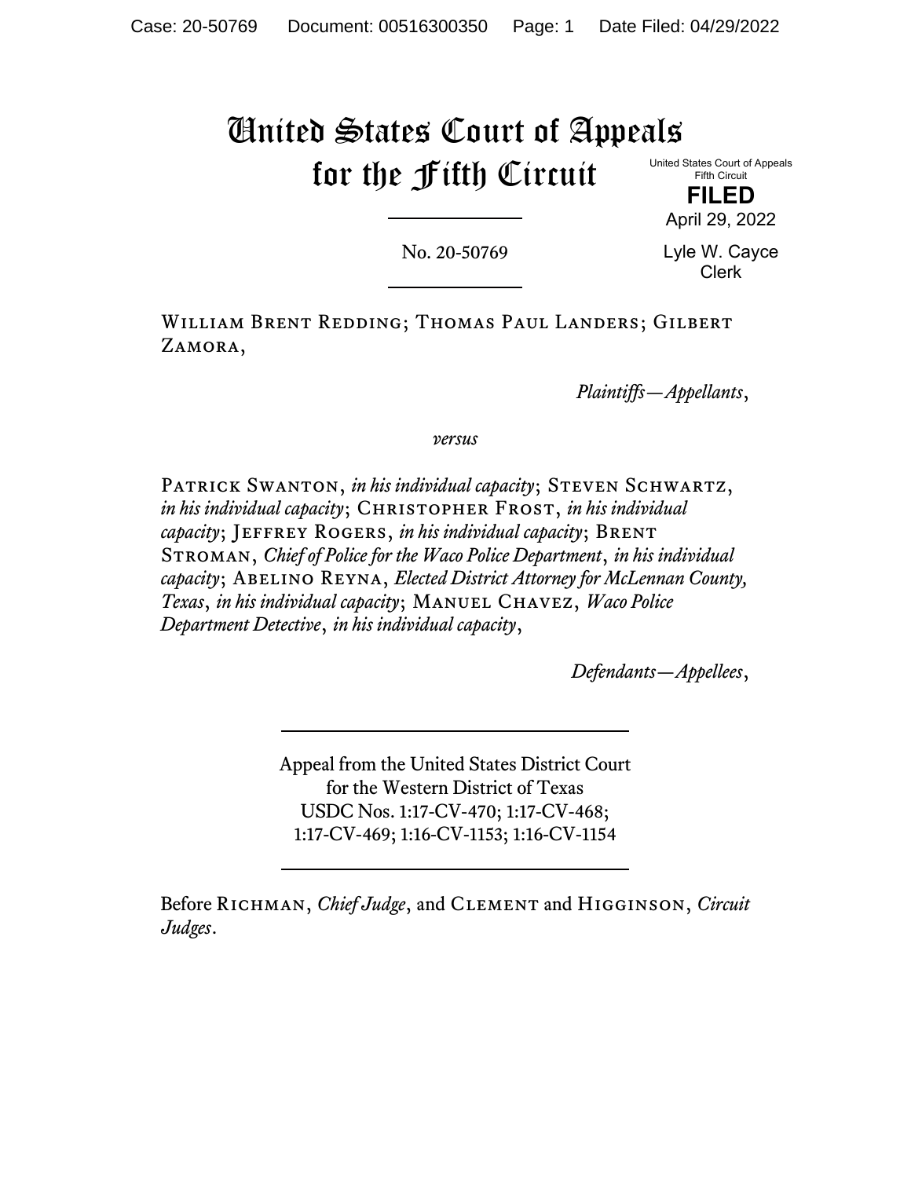# United States Court of Appeals for the Fifth Circuit

United States Court of Appeals
Fifth Circuit

**FILED**

April 29, 2022

Lyle W. Cayce
Clerk

No. 20-50769

---

William Brent Redding; Thomas Paul Landers; Gilbert Zamora,

*Plaintiffs—Appellants*,

*versus*

Patrick Swanton, *in his individual capacity*; Steven Schwartz, *in his individual capacity*; Christopher Frost, *in his individual capacity*; Jeffrey Rogers, *in his individual capacity*; Brent Stroman, *Chief of Police for the Waco Police Department*, *in his individual capacity*; Abelino Reyna, *Elected District Attorney for McLennan County, Texas*, *in his individual capacity*; Manuel Chavez, *Waco Police Department Detective*, *in his individual capacity*,

*Defendants—Appellees*,

---

Appeal from the United States District Court
for the Western District of Texas
USDC Nos. 1:17-CV-470; 1:17-CV-468;
1:17-CV-469; 1:16-CV-1153; 1:16-CV-1154

---

Before Richman, *Chief Judge*, and Clement and Higginson, *Circuit Judges*.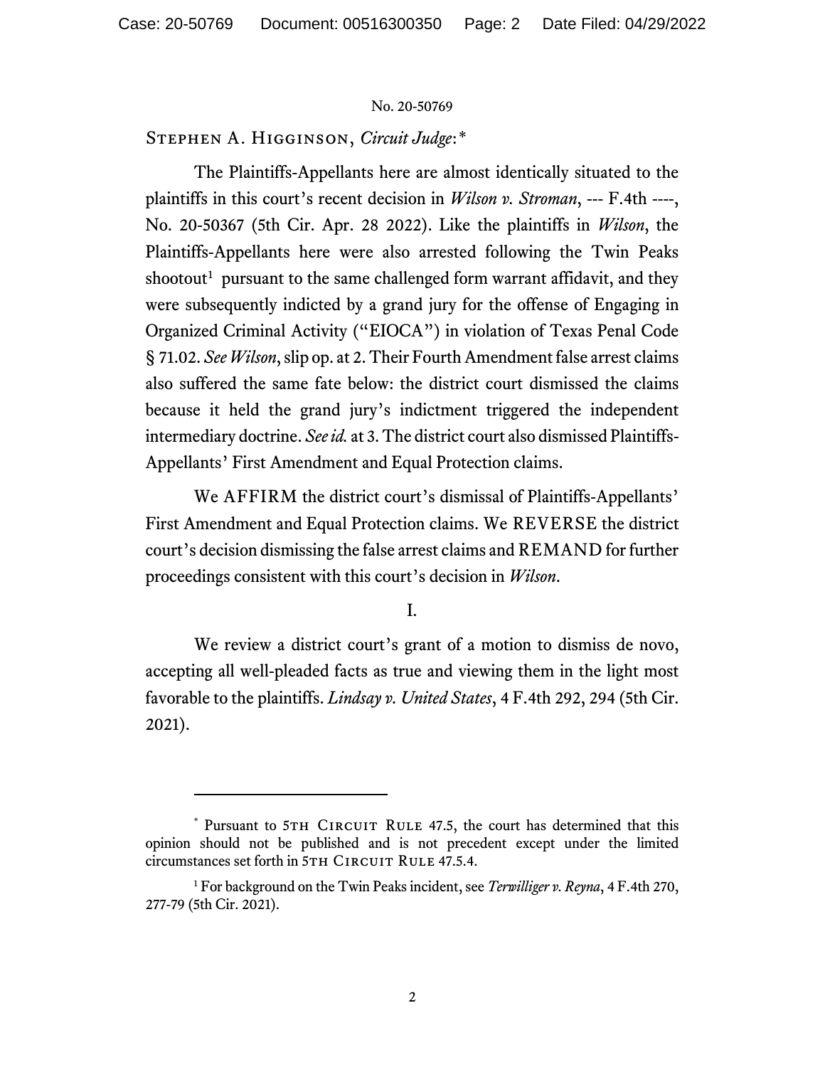No. 20-50769

Stephen A. Higginson, *Circuit Judge*:*

The Plaintiffs-Appellants here are almost identically situated to the plaintiffs in this court's recent decision in *Wilson v. Stroman*, --- F.4th ----, No. 20-50367 (5th Cir. Apr. 28 2022). Like the plaintiffs in *Wilson*, the Plaintiffs-Appellants here were also arrested following the Twin Peaks shootout[1] pursuant to the same challenged form warrant affidavit, and they were subsequently indicted by a grand jury for the offense of Engaging in Organized Criminal Activity ("EIOCA") in violation of Texas Penal Code § 71.02. *See Wilson*, slip op. at 2. Their Fourth Amendment false arrest claims also suffered the same fate below: the district court dismissed the claims because it held the grand jury's indictment triggered the independent intermediary doctrine. *See id.* at 3. The district court also dismissed Plaintiffs-Appellants' First Amendment and Equal Protection claims.

We AFFIRM the district court's dismissal of Plaintiffs-Appellants' First Amendment and Equal Protection claims. We REVERSE the district court's decision dismissing the false arrest claims and REMAND for further proceedings consistent with this court's decision in *Wilson*.

I.

We review a district court's grant of a motion to dismiss de novo, accepting all well-pleaded facts as true and viewing them in the light most favorable to the plaintiffs. *Lindsay v. United States*, 4 F.4th 292, 294 (5th Cir. 2021).

---

\* Pursuant to 5th Circuit Rule 47.5, the court has determined that this opinion should not be published and is not precedent except under the limited circumstances set forth in 5th Circuit Rule 47.5.4.

[1] For background on the Twin Peaks incident, see *Terwilliger v. Reyna*, 4 F.4th 270, 277-79 (5th Cir. 2021).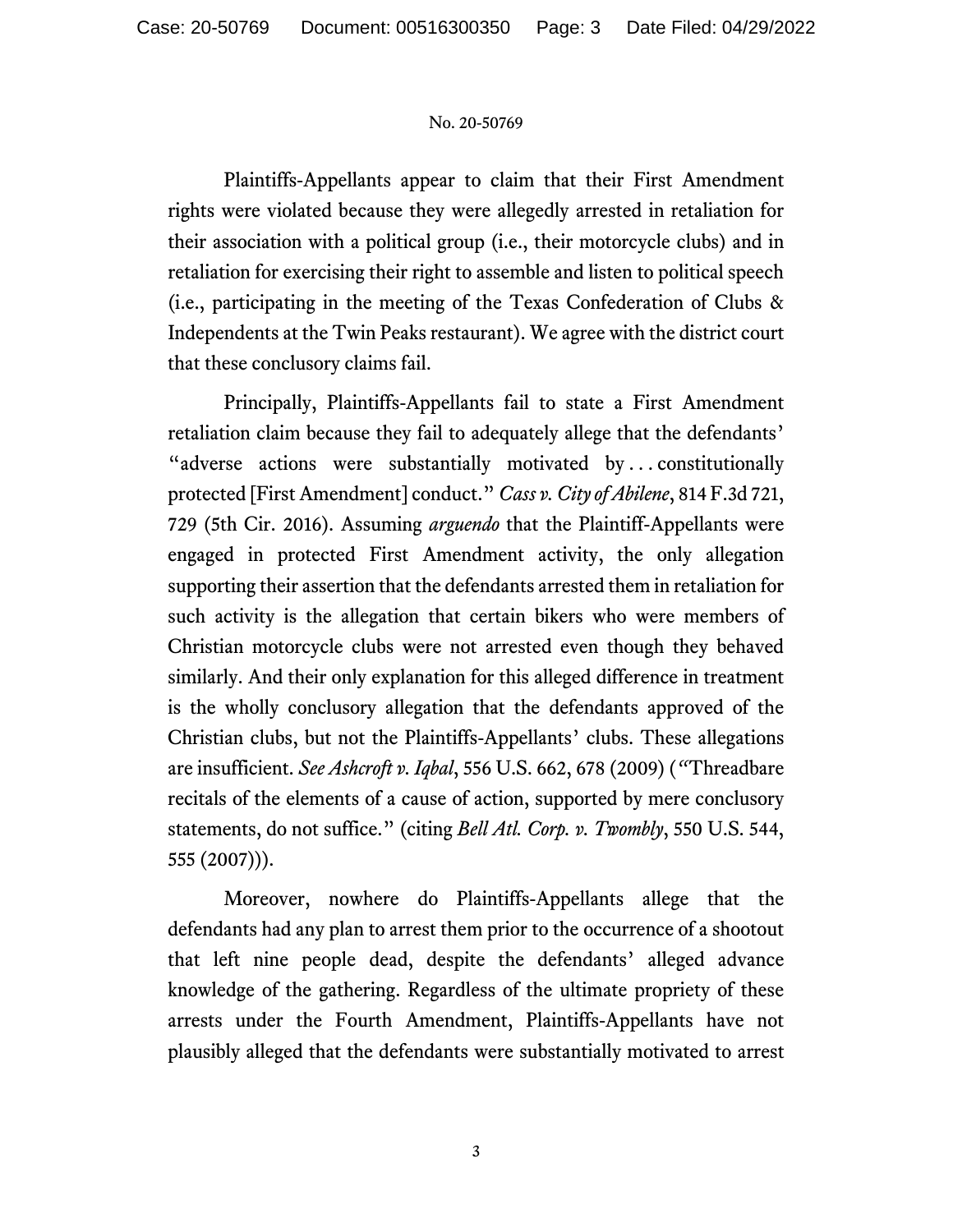Plaintiffs-Appellants appear to claim that their First Amendment rights were violated because they were allegedly arrested in retaliation for their association with a political group (i.e., their motorcycle clubs) and in retaliation for exercising their right to assemble and listen to political speech (i.e., participating in the meeting of the Texas Confederation of Clubs & Independents at the Twin Peaks restaurant). We agree with the district court that these conclusory claims fail.

Principally, Plaintiffs-Appellants fail to state a First Amendment retaliation claim because they fail to adequately allege that the defendants' "adverse actions were substantially motivated by . . . constitutionally protected [First Amendment] conduct." *Cass v. City of Abilene*, 814 F.3d 721, 729 (5th Cir. 2016). Assuming *arguendo* that the Plaintiff-Appellants were engaged in protected First Amendment activity, the only allegation supporting their assertion that the defendants arrested them in retaliation for such activity is the allegation that certain bikers who were members of Christian motorcycle clubs were not arrested even though they behaved similarly. And their only explanation for this alleged difference in treatment is the wholly conclusory allegation that the defendants approved of the Christian clubs, but not the Plaintiffs-Appellants' clubs. These allegations are insufficient. *See Ashcroft v. Iqbal*, 556 U.S. 662, 678 (2009) ("Threadbare recitals of the elements of a cause of action, supported by mere conclusory statements, do not suffice." (citing *Bell Atl. Corp. v. Twombly*, 550 U.S. 544, 555 (2007))).

Moreover, nowhere do Plaintiffs-Appellants allege that the defendants had any plan to arrest them prior to the occurrence of a shootout that left nine people dead, despite the defendants' alleged advance knowledge of the gathering. Regardless of the ultimate propriety of these arrests under the Fourth Amendment, Plaintiffs-Appellants have not plausibly alleged that the defendants were substantially motivated to arrest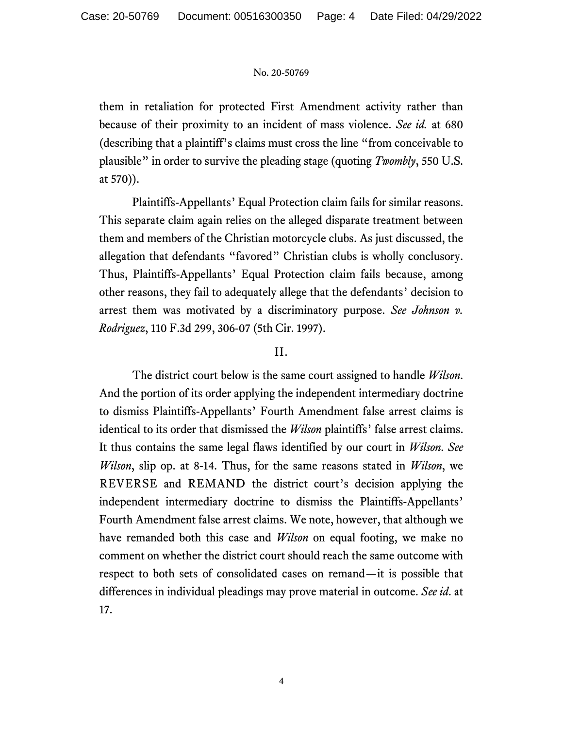them in retaliation for protected First Amendment activity rather than because of their proximity to an incident of mass violence. *See id.* at 680 (describing that a plaintiff's claims must cross the line "from conceivable to plausible" in order to survive the pleading stage (quoting *Twombly*, 550 U.S. at 570)).

Plaintiffs-Appellants' Equal Protection claim fails for similar reasons. This separate claim again relies on the alleged disparate treatment between them and members of the Christian motorcycle clubs. As just discussed, the allegation that defendants "favored" Christian clubs is wholly conclusory. Thus, Plaintiffs-Appellants' Equal Protection claim fails because, among other reasons, they fail to adequately allege that the defendants' decision to arrest them was motivated by a discriminatory purpose. *See Johnson v. Rodriguez*, 110 F.3d 299, 306-07 (5th Cir. 1997).

## II.

The district court below is the same court assigned to handle *Wilson*. And the portion of its order applying the independent intermediary doctrine to dismiss Plaintiffs-Appellants' Fourth Amendment false arrest claims is identical to its order that dismissed the *Wilson* plaintiffs' false arrest claims. It thus contains the same legal flaws identified by our court in *Wilson*. *See Wilson*, slip op. at 8-14. Thus, for the same reasons stated in *Wilson*, we REVERSE and REMAND the district court's decision applying the independent intermediary doctrine to dismiss the Plaintiffs-Appellants' Fourth Amendment false arrest claims. We note, however, that although we have remanded both this case and *Wilson* on equal footing, we make no comment on whether the district court should reach the same outcome with respect to both sets of consolidated cases on remand—it is possible that differences in individual pleadings may prove material in outcome. *See id*. at 17.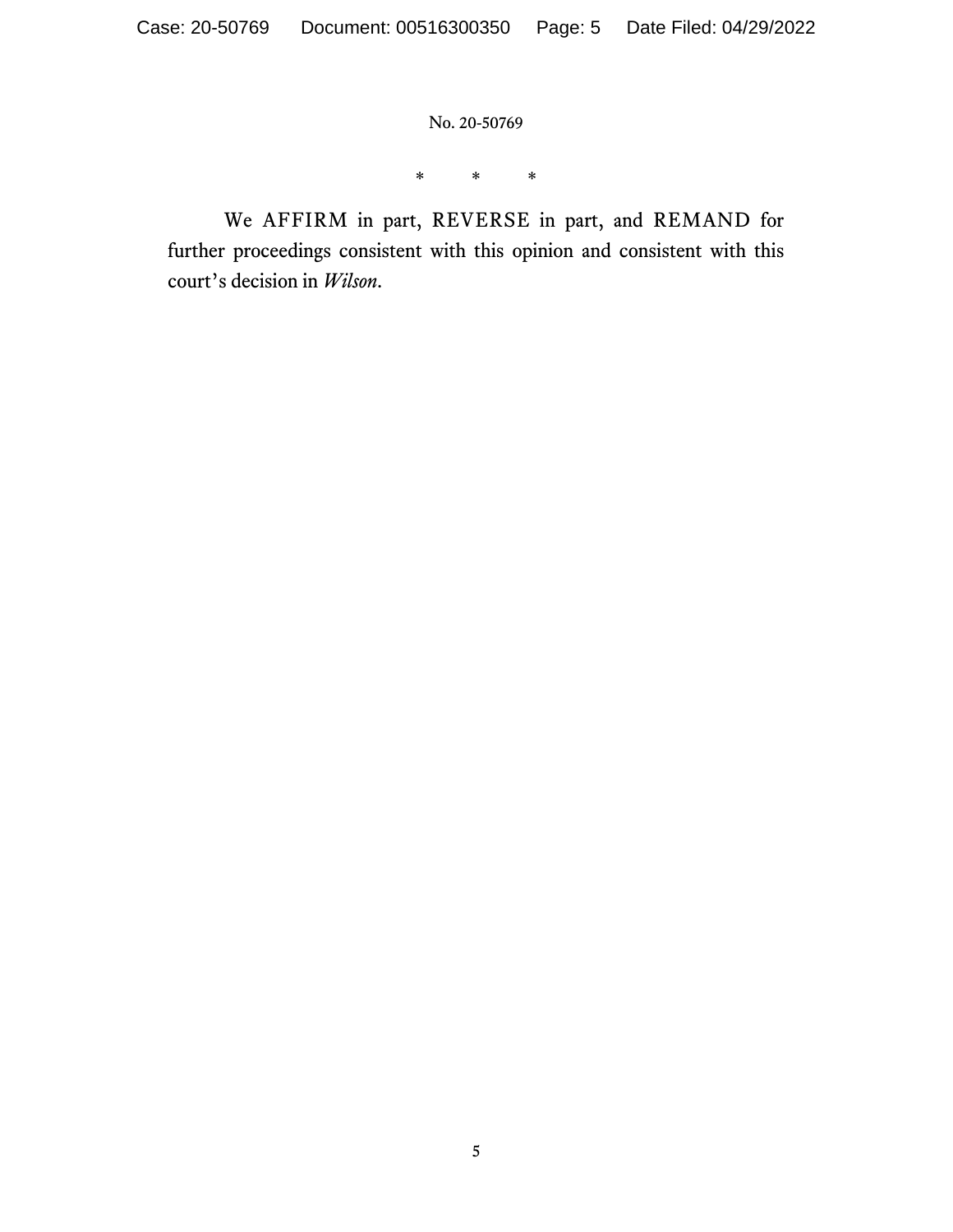\*          \*          \*

We AFFIRM in part, REVERSE in part, and REMAND for further proceedings consistent with this opinion and consistent with this court's decision in *Wilson*.